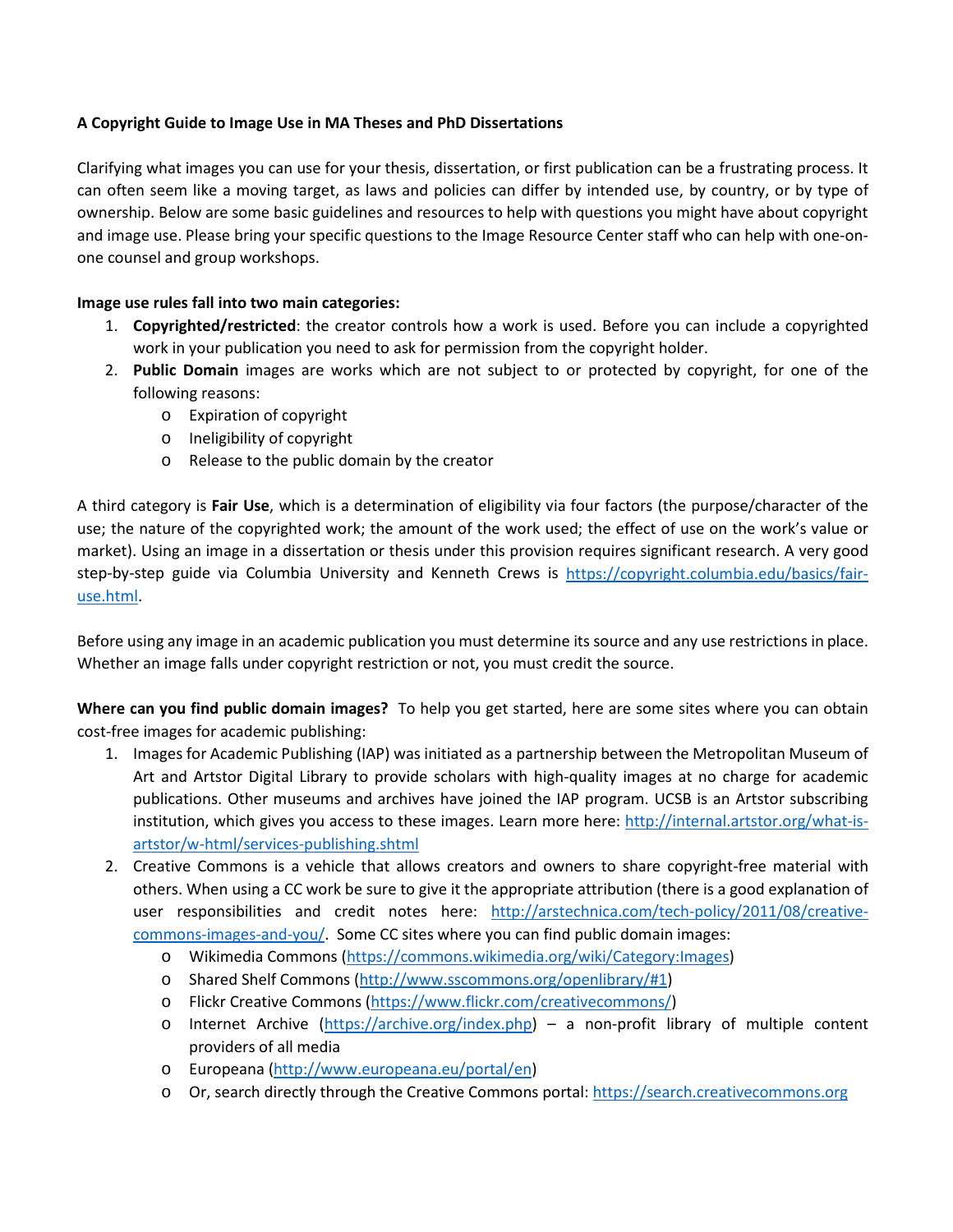**A Copyright Guide to Image Use in MA Theses and PhD Dissertations**

Clarifying what images you can use for your thesis, dissertation, or first publication can be a frustrating process. It can often seem like a moving target, as laws and policies can differ by intended use, by country, or by type of ownership. Below are some basic guidelines and resources to help with questions you might have about copyright and image use. Please bring your specific questions to the Image Resource Center staff who can help with one-on-one counsel and group workshops.

**Image use rules fall into two main categories:**

1. **Copyrighted/restricted**: the creator controls how a work is used. Before you can include a copyrighted work in your publication you need to ask for permission from the copyright holder.
2. **Public Domain** images are works which are not subject to or protected by copyright, for one of the following reasons:
   - Expiration of copyright
   - Ineligibility of copyright
   - Release to the public domain by the creator

A third category is **Fair Use**, which is a determination of eligibility via four factors (the purpose/character of the use; the nature of the copyrighted work; the amount of the work used; the effect of use on the work's value or market). Using an image in a dissertation or thesis under this provision requires significant research. A very good step-by-step guide via Columbia University and Kenneth Crews is https://copyright.columbia.edu/basics/fair-use.html.

Before using any image in an academic publication you must determine its source and any use restrictions in place. Whether an image falls under copyright restriction or not, you must credit the source.

**Where can you find public domain images?** To help you get started, here are some sites where you can obtain cost-free images for academic publishing:

1. Images for Academic Publishing (IAP) was initiated as a partnership between the Metropolitan Museum of Art and Artstor Digital Library to provide scholars with high-quality images at no charge for academic publications. Other museums and archives have joined the IAP program. UCSB is an Artstor subscribing institution, which gives you access to these images. Learn more here: http://internal.artstor.org/what-is-artstor/w-html/services-publishing.shtml
2. Creative Commons is a vehicle that allows creators and owners to share copyright-free material with others. When using a CC work be sure to give it the appropriate attribution (there is a good explanation of user responsibilities and credit notes here: http://arstechnica.com/tech-policy/2011/08/creative-commons-images-and-you/. Some CC sites where you can find public domain images:
   - Wikimedia Commons (https://commons.wikimedia.org/wiki/Category:Images)
   - Shared Shelf Commons (http://www.sscommons.org/openlibrary/#1)
   - Flickr Creative Commons (https://www.flickr.com/creativecommons/)
   - Internet Archive (https://archive.org/index.php) – a non-profit library of multiple content providers of all media
   - Europeana (http://www.europeana.eu/portal/en)
   - Or, search directly through the Creative Commons portal: https://search.creativecommons.org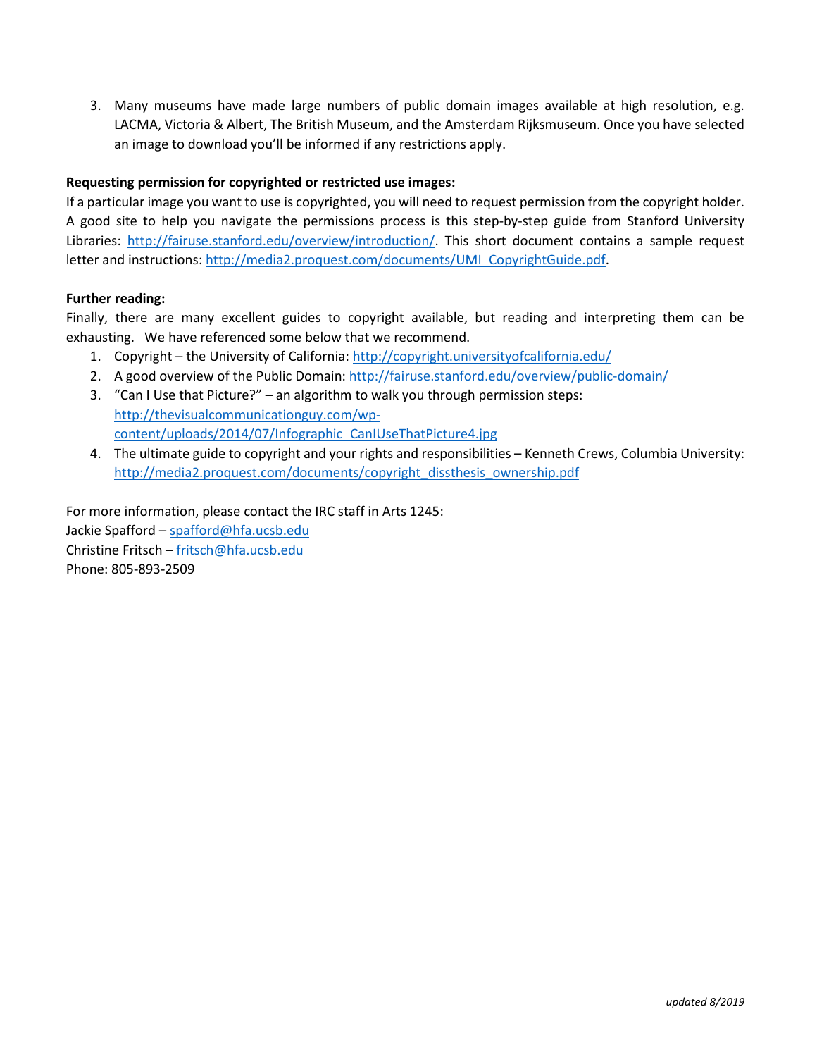3. Many museums have made large numbers of public domain images available at high resolution, e.g. LACMA, Victoria & Albert, The British Museum, and the Amsterdam Rijksmuseum. Once you have selected an image to download you'll be informed if any restrictions apply.

**Requesting permission for copyrighted or restricted use images:**
If a particular image you want to use is copyrighted, you will need to request permission from the copyright holder. A good site to help you navigate the permissions process is this step-by-step guide from Stanford University Libraries: http://fairuse.stanford.edu/overview/introduction/. This short document contains a sample request letter and instructions: http://media2.proquest.com/documents/UMI_CopyrightGuide.pdf.

**Further reading:**
Finally, there are many excellent guides to copyright available, but reading and interpreting them can be exhausting. We have referenced some below that we recommend.

1. Copyright – the University of California: http://copyright.universityofcalifornia.edu/
2. A good overview of the Public Domain: http://fairuse.stanford.edu/overview/public-domain/
3. "Can I Use that Picture?" – an algorithm to walk you through permission steps: http://thevisualcommunicationguy.com/wp-content/uploads/2014/07/Infographic_CanIUseThatPicture4.jpg
4. The ultimate guide to copyright and your rights and responsibilities – Kenneth Crews, Columbia University: http://media2.proquest.com/documents/copyright_dissthesis_ownership.pdf

For more information, please contact the IRC staff in Arts 1245:
Jackie Spafford – spafford@hfa.ucsb.edu
Christine Fritsch – fritsch@hfa.ucsb.edu
Phone: 805-893-2509

*updated 8/2019*